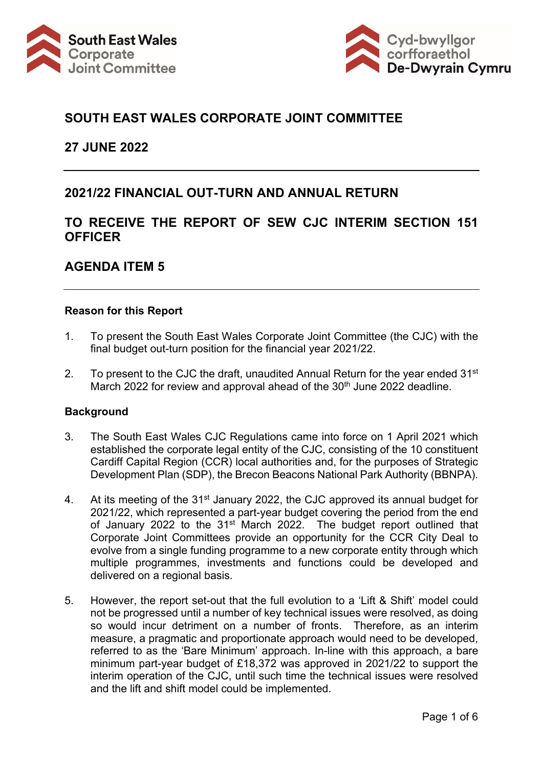South East Wales Corporate Joint Committee

Cyd-bwyllgor corfforaethol De-Dwyrain Cymru

# SOUTH EAST WALES CORPORATE JOINT COMMITTEE

## 27 JUNE 2022

## 2021/22 FINANCIAL OUT-TURN AND ANNUAL RETURN

## TO RECEIVE THE REPORT OF SEW CJC INTERIM SECTION 151 OFFICER

## AGENDA ITEM 5

**Reason for this Report**

1. To present the South East Wales Corporate Joint Committee (the CJC) with the final budget out-turn position for the financial year 2021/22.

2. To present to the CJC the draft, unaudited Annual Return for the year ended 31st March 2022 for review and approval ahead of the 30th June 2022 deadline.

**Background**

3. The South East Wales CJC Regulations came into force on 1 April 2021 which established the corporate legal entity of the CJC, consisting of the 10 constituent Cardiff Capital Region (CCR) local authorities and, for the purposes of Strategic Development Plan (SDP), the Brecon Beacons National Park Authority (BBNPA).

4. At its meeting of the 31st January 2022, the CJC approved its annual budget for 2021/22, which represented a part-year budget covering the period from the end of January 2022 to the 31st March 2022. The budget report outlined that Corporate Joint Committees provide an opportunity for the CCR City Deal to evolve from a single funding programme to a new corporate entity through which multiple programmes, investments and functions could be developed and delivered on a regional basis.

5. However, the report set-out that the full evolution to a 'Lift & Shift' model could not be progressed until a number of key technical issues were resolved, as doing so would incur detriment on a number of fronts. Therefore, as an interim measure, a pragmatic and proportionate approach would need to be developed, referred to as the 'Bare Minimum' approach. In-line with this approach, a bare minimum part-year budget of £18,372 was approved in 2021/22 to support the interim operation of the CJC, until such time the technical issues were resolved and the lift and shift model could be implemented.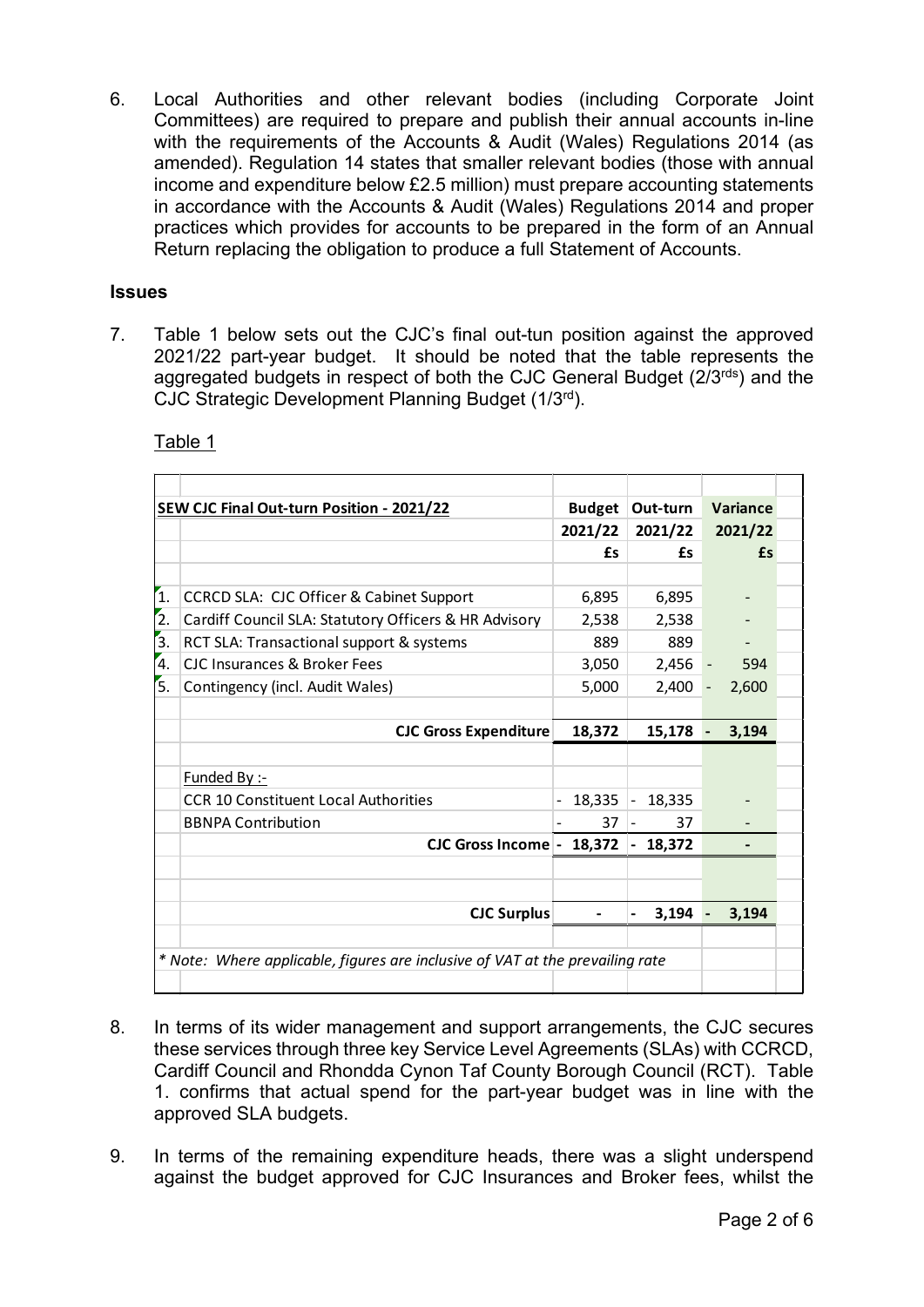6. Local Authorities and other relevant bodies (including Corporate Joint Committees) are required to prepare and publish their annual accounts in-line with the requirements of the Accounts & Audit (Wales) Regulations 2014 (as amended). Regulation 14 states that smaller relevant bodies (those with annual income and expenditure below £2.5 million) must prepare accounting statements in accordance with the Accounts & Audit (Wales) Regulations 2014 and proper practices which provides for accounts to be prepared in the form of an Annual Return replacing the obligation to produce a full Statement of Accounts.

## Issues

7. Table 1 below sets out the CJC's final out-tun position against the approved 2021/22 part-year budget. It should be noted that the table represents the aggregated budgets in respect of both the CJC General Budget (2/3rds) and the CJC Strategic Development Planning Budget (1/3rd).

Table 1

| | **SEW CJC Final Out-turn Position - 2021/22** | **Budget 2021/22 £s** | **Out-turn 2021/22 £s** | **Variance 2021/22 £s** |
|---|---|---|---|---|
| 1. | CCRCD SLA: CJC Officer & Cabinet Support | 6,895 | 6,895 | - |
| 2. | Cardiff Council SLA: Statutory Officers & HR Advisory | 2,538 | 2,538 | - |
| 3. | RCT SLA: Transactional support & systems | 889 | 889 | - |
| 4. | CJC Insurances & Broker Fees | 3,050 | 2,456 | - 594 |
| 5. | Contingency (incl. Audit Wales) | 5,000 | 2,400 | - 2,600 |
| | **CJC Gross Expenditure** | **18,372** | **15,178** | **- 3,194** |
| | Funded By :- | | | |
| | CCR 10 Constituent Local Authorities | - 18,335 | - 18,335 | - |
| | BBNPA Contribution | - 37 | - 37 | - |
| | **CJC Gross Income** | **- 18,372** | **- 18,372** | **-** |
| | **CJC Surplus** | **-** | **- 3,194** | **- 3,194** |

*\* Note: Where applicable, figures are inclusive of VAT at the prevailing rate*

8. In terms of its wider management and support arrangements, the CJC secures these services through three key Service Level Agreements (SLAs) with CCRCD, Cardiff Council and Rhondda Cynon Taf County Borough Council (RCT). Table 1. confirms that actual spend for the part-year budget was in line with the approved SLA budgets.

9. In terms of the remaining expenditure heads, there was a slight underspend against the budget approved for CJC Insurances and Broker fees, whilst the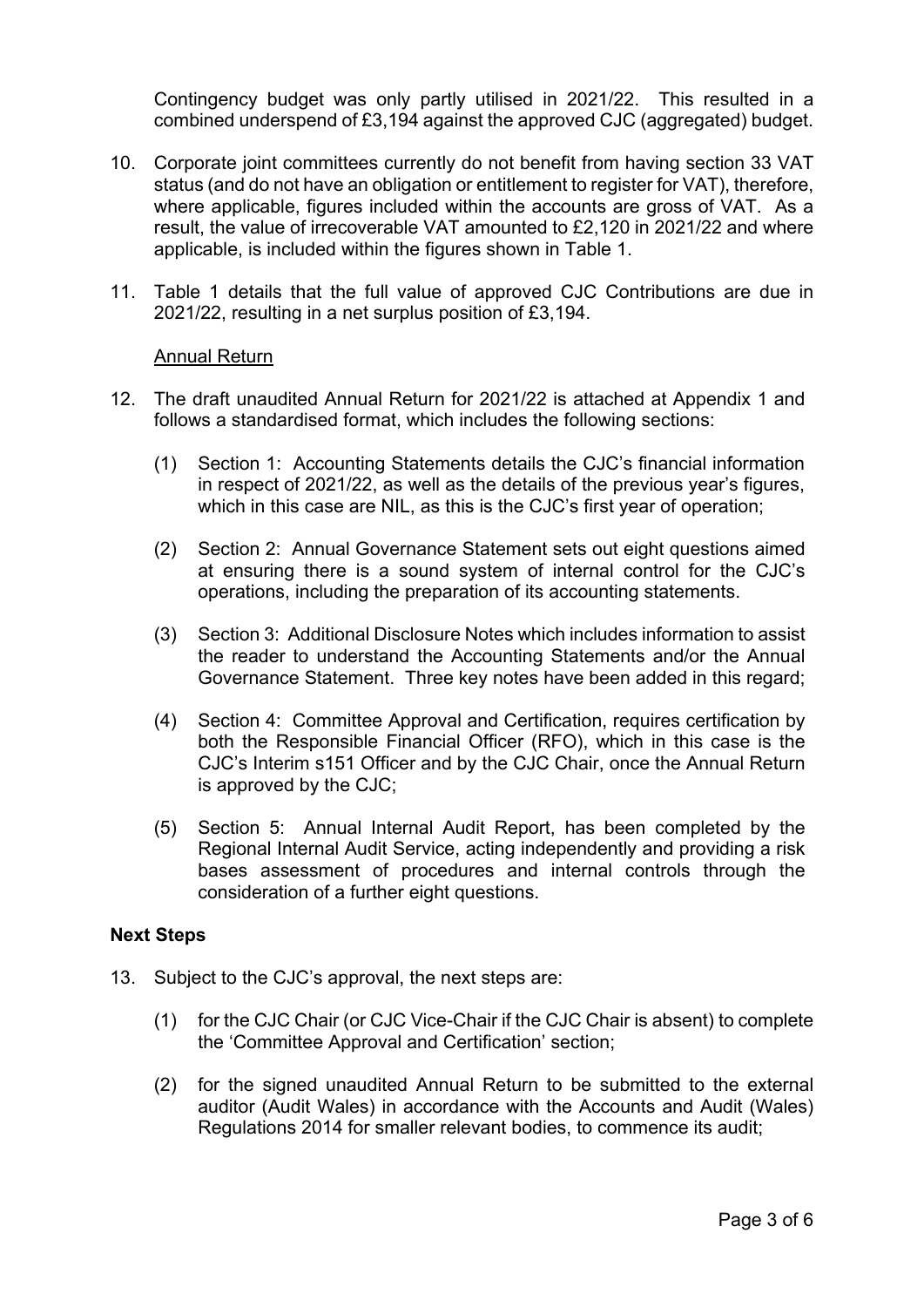Contingency budget was only partly utilised in 2021/22. This resulted in a combined underspend of £3,194 against the approved CJC (aggregated) budget.

10. Corporate joint committees currently do not benefit from having section 33 VAT status (and do not have an obligation or entitlement to register for VAT), therefore, where applicable, figures included within the accounts are gross of VAT. As a result, the value of irrecoverable VAT amounted to £2,120 in 2021/22 and where applicable, is included within the figures shown in Table 1.

11. Table 1 details that the full value of approved CJC Contributions are due in 2021/22, resulting in a net surplus position of £3,194.

<u>Annual Return</u>

12. The draft unaudited Annual Return for 2021/22 is attached at Appendix 1 and follows a standardised format, which includes the following sections:

    (1) Section 1: Accounting Statements details the CJC's financial information in respect of 2021/22, as well as the details of the previous year's figures, which in this case are NIL, as this is the CJC's first year of operation;

    (2) Section 2: Annual Governance Statement sets out eight questions aimed at ensuring there is a sound system of internal control for the CJC's operations, including the preparation of its accounting statements.

    (3) Section 3: Additional Disclosure Notes which includes information to assist the reader to understand the Accounting Statements and/or the Annual Governance Statement. Three key notes have been added in this regard;

    (4) Section 4: Committee Approval and Certification, requires certification by both the Responsible Financial Officer (RFO), which in this case is the CJC's Interim s151 Officer and by the CJC Chair, once the Annual Return is approved by the CJC;

    (5) Section 5: Annual Internal Audit Report, has been completed by the Regional Internal Audit Service, acting independently and providing a risk bases assessment of procedures and internal controls through the consideration of a further eight questions.

**Next Steps**

13. Subject to the CJC's approval, the next steps are:

    (1) for the CJC Chair (or CJC Vice-Chair if the CJC Chair is absent) to complete the 'Committee Approval and Certification' section;

    (2) for the signed unaudited Annual Return to be submitted to the external auditor (Audit Wales) in accordance with the Accounts and Audit (Wales) Regulations 2014 for smaller relevant bodies, to commence its audit;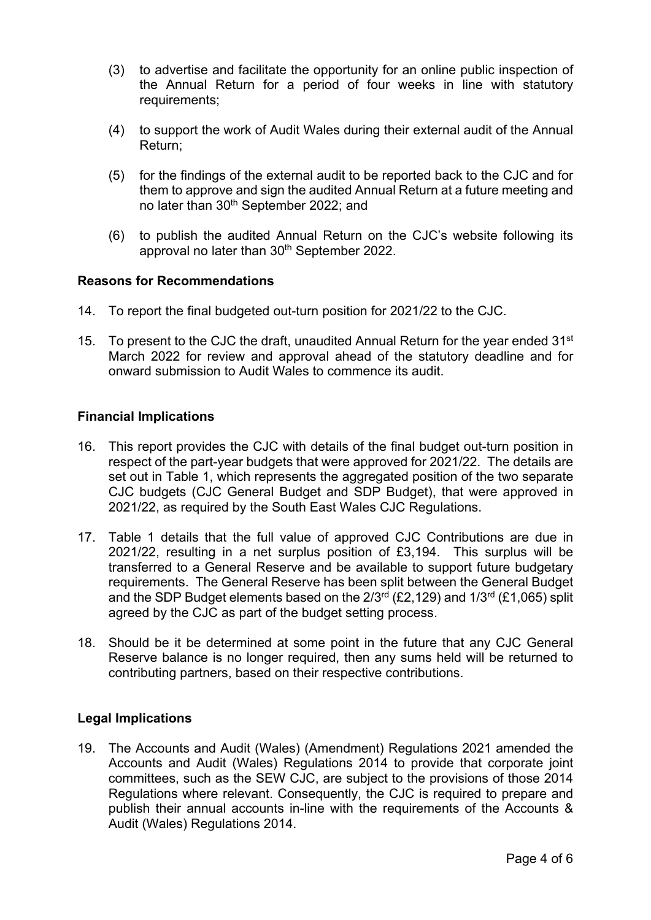(3) to advertise and facilitate the opportunity for an online public inspection of the Annual Return for a period of four weeks in line with statutory requirements;

(4) to support the work of Audit Wales during their external audit of the Annual Return;

(5) for the findings of the external audit to be reported back to the CJC and for them to approve and sign the audited Annual Return at a future meeting and no later than 30th September 2022; and

(6) to publish the audited Annual Return on the CJC's website following its approval no later than 30th September 2022.

### Reasons for Recommendations

14. To report the final budgeted out-turn position for 2021/22 to the CJC.

15. To present to the CJC the draft, unaudited Annual Return for the year ended 31st March 2022 for review and approval ahead of the statutory deadline and for onward submission to Audit Wales to commence its audit.

### Financial Implications

16. This report provides the CJC with details of the final budget out-turn position in respect of the part-year budgets that were approved for 2021/22. The details are set out in Table 1, which represents the aggregated position of the two separate CJC budgets (CJC General Budget and SDP Budget), that were approved in 2021/22, as required by the South East Wales CJC Regulations.

17. Table 1 details that the full value of approved CJC Contributions are due in 2021/22, resulting in a net surplus position of £3,194. This surplus will be transferred to a General Reserve and be available to support future budgetary requirements. The General Reserve has been split between the General Budget and the SDP Budget elements based on the 2/3rd (£2,129) and 1/3rd (£1,065) split agreed by the CJC as part of the budget setting process.

18. Should be it be determined at some point in the future that any CJC General Reserve balance is no longer required, then any sums held will be returned to contributing partners, based on their respective contributions.

### Legal Implications

19. The Accounts and Audit (Wales) (Amendment) Regulations 2021 amended the Accounts and Audit (Wales) Regulations 2014 to provide that corporate joint committees, such as the SEW CJC, are subject to the provisions of those 2014 Regulations where relevant. Consequently, the CJC is required to prepare and publish their annual accounts in-line with the requirements of the Accounts & Audit (Wales) Regulations 2014.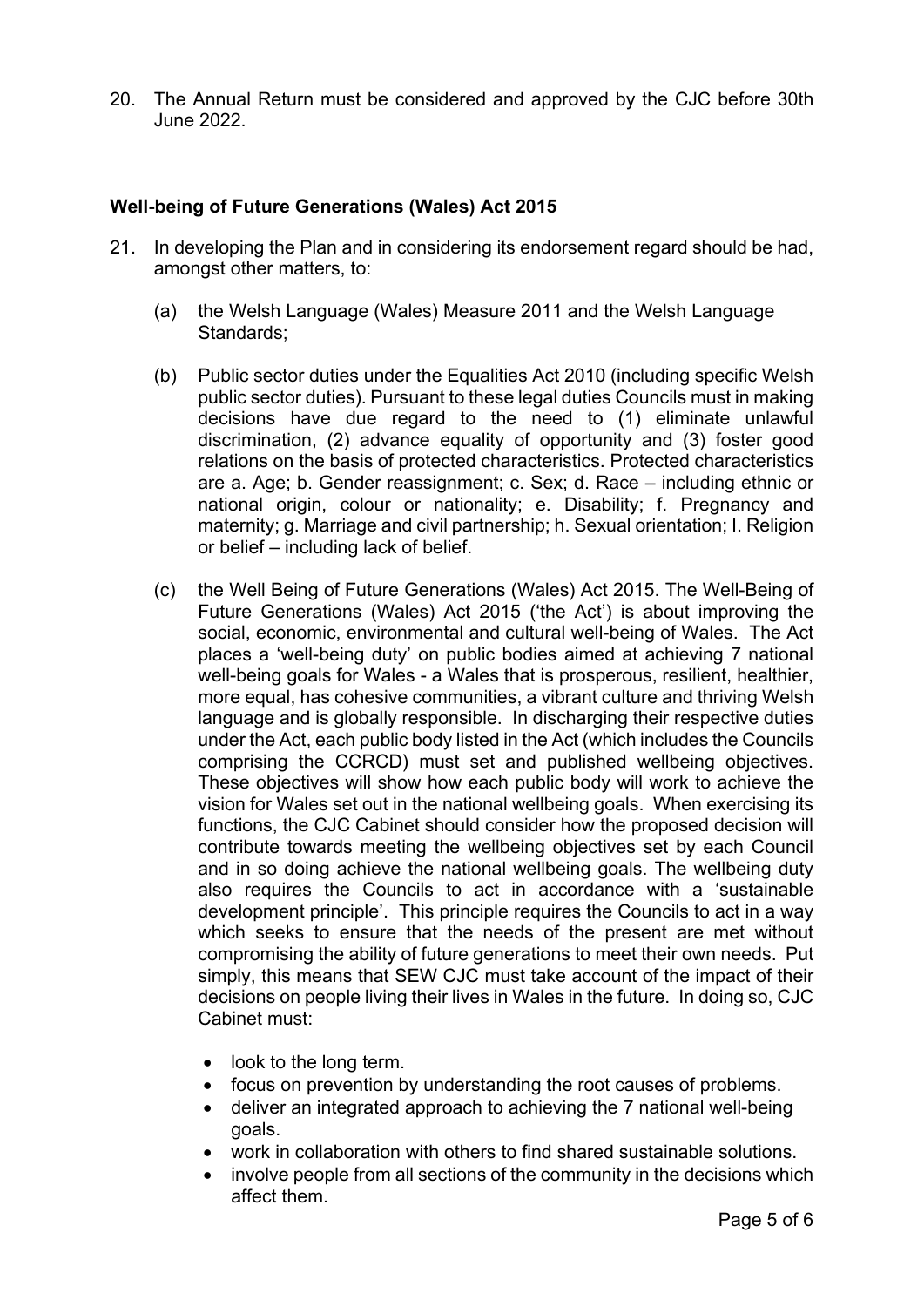20. The Annual Return must be considered and approved by the CJC before 30th June 2022.

### Well-being of Future Generations (Wales) Act 2015

21. In developing the Plan and in considering its endorsement regard should be had, amongst other matters, to:

    (a) the Welsh Language (Wales) Measure 2011 and the Welsh Language Standards;

    (b) Public sector duties under the Equalities Act 2010 (including specific Welsh public sector duties). Pursuant to these legal duties Councils must in making decisions have due regard to the need to (1) eliminate unlawful discrimination, (2) advance equality of opportunity and (3) foster good relations on the basis of protected characteristics. Protected characteristics are a. Age; b. Gender reassignment; c. Sex; d. Race – including ethnic or national origin, colour or nationality; e. Disability; f. Pregnancy and maternity; g. Marriage and civil partnership; h. Sexual orientation; I. Religion or belief – including lack of belief.

    (c) the Well Being of Future Generations (Wales) Act 2015. The Well-Being of Future Generations (Wales) Act 2015 ('the Act') is about improving the social, economic, environmental and cultural well-being of Wales. The Act places a 'well-being duty' on public bodies aimed at achieving 7 national well-being goals for Wales - a Wales that is prosperous, resilient, healthier, more equal, has cohesive communities, a vibrant culture and thriving Welsh language and is globally responsible. In discharging their respective duties under the Act, each public body listed in the Act (which includes the Councils comprising the CCRCD) must set and published wellbeing objectives. These objectives will show how each public body will work to achieve the vision for Wales set out in the national wellbeing goals. When exercising its functions, the CJC Cabinet should consider how the proposed decision will contribute towards meeting the wellbeing objectives set by each Council and in so doing achieve the national wellbeing goals. The wellbeing duty also requires the Councils to act in accordance with a 'sustainable development principle'. This principle requires the Councils to act in a way which seeks to ensure that the needs of the present are met without compromising the ability of future generations to meet their own needs. Put simply, this means that SEW CJC must take account of the impact of their decisions on people living their lives in Wales in the future. In doing so, CJC Cabinet must:

        - look to the long term.
        - focus on prevention by understanding the root causes of problems.
        - deliver an integrated approach to achieving the 7 national well-being goals.
        - work in collaboration with others to find shared sustainable solutions.
        - involve people from all sections of the community in the decisions which affect them.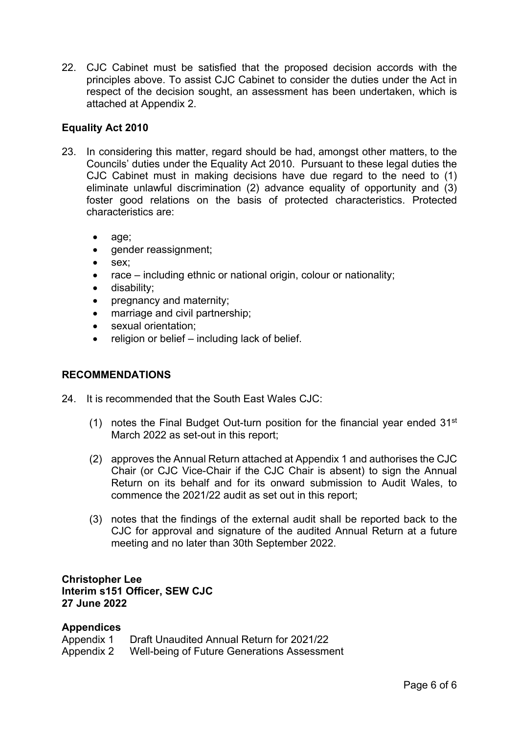22. CJC Cabinet must be satisfied that the proposed decision accords with the principles above. To assist CJC Cabinet to consider the duties under the Act in respect of the decision sought, an assessment has been undertaken, which is attached at Appendix 2.

**Equality Act 2010**

23. In considering this matter, regard should be had, amongst other matters, to the Councils' duties under the Equality Act 2010. Pursuant to these legal duties the CJC Cabinet must in making decisions have due regard to the need to (1) eliminate unlawful discrimination (2) advance equality of opportunity and (3) foster good relations on the basis of protected characteristics. Protected characteristics are:

    - age;
    - gender reassignment;
    - sex;
    - race – including ethnic or national origin, colour or nationality;
    - disability;
    - pregnancy and maternity;
    - marriage and civil partnership;
    - sexual orientation;
    - religion or belief – including lack of belief.

**RECOMMENDATIONS**

24. It is recommended that the South East Wales CJC:

    (1) notes the Final Budget Out-turn position for the financial year ended 31st March 2022 as set-out in this report;

    (2) approves the Annual Return attached at Appendix 1 and authorises the CJC Chair (or CJC Vice-Chair if the CJC Chair is absent) to sign the Annual Return on its behalf and for its onward submission to Audit Wales, to commence the 2021/22 audit as set out in this report;

    (3) notes that the findings of the external audit shall be reported back to the CJC for approval and signature of the audited Annual Return at a future meeting and no later than 30th September 2022.

**Christopher Lee**
**Interim s151 Officer, SEW CJC**
**27 June 2022**

**Appendices**

Appendix 1 Draft Unaudited Annual Return for 2021/22
Appendix 2 Well-being of Future Generations Assessment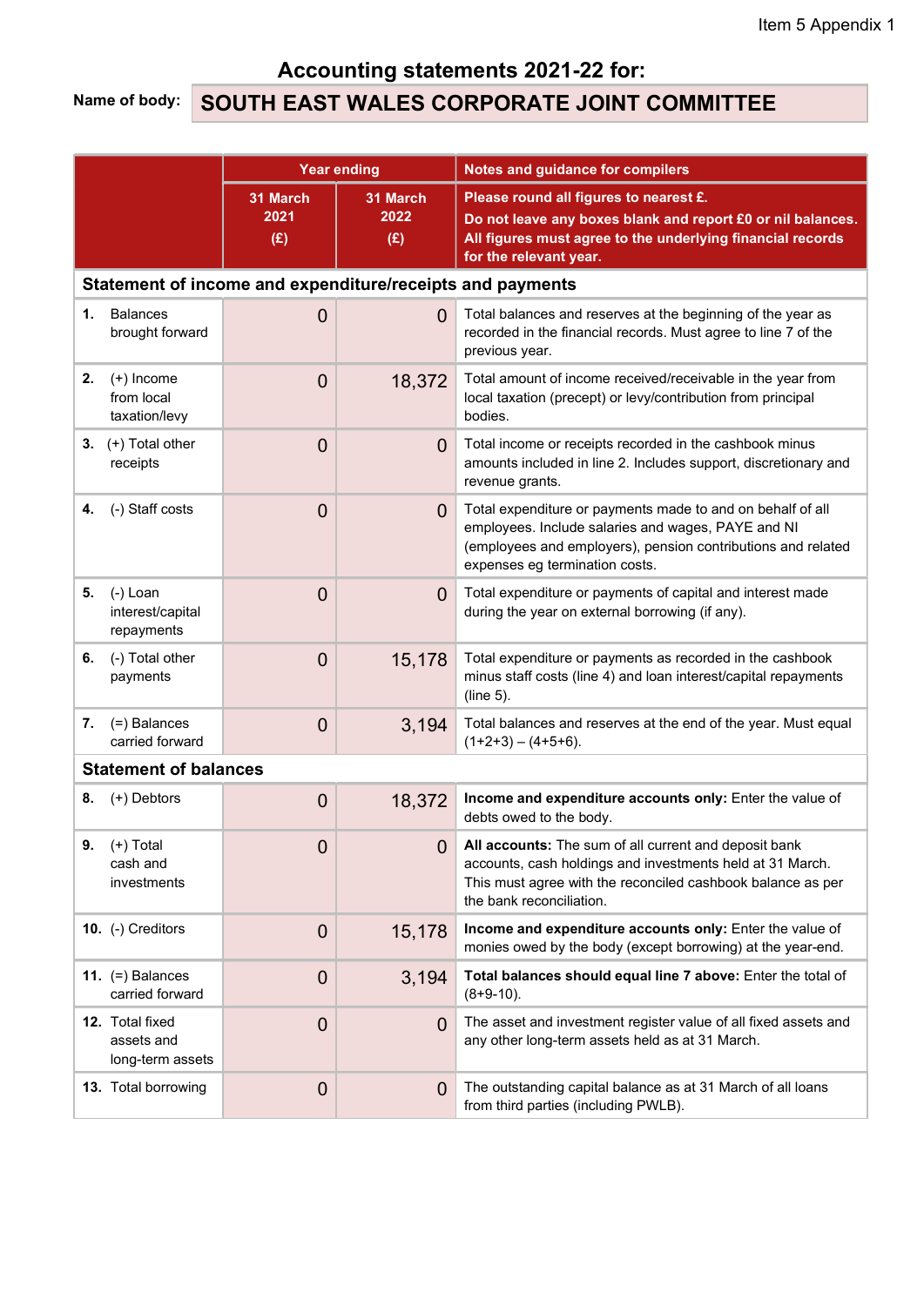Item 5 Appendix 1

# Accounting statements 2021-22 for:

**Name of body:** SOUTH EAST WALES CORPORATE JOINT COMMITTEE

| | Year ending | | Notes and guidance for compilers |
|---|---|---|---|
| | **31 March 2021 (£)** | **31 March 2022 (£)** | **Please round all figures to nearest £. Do not leave any boxes blank and report £0 or nil balances. All figures must agree to the underlying financial records for the relevant year.** |
| **Statement of income and expenditure/receipts and payments** | | | |
| **1.** Balances brought forward | 0 | 0 | Total balances and reserves at the beginning of the year as recorded in the financial records. Must agree to line 7 of the previous year. |
| **2.** (+) Income from local taxation/levy | 0 | 18,372 | Total amount of income received/receivable in the year from local taxation (precept) or levy/contribution from principal bodies. |
| **3.** (+) Total other receipts | 0 | 0 | Total income or receipts recorded in the cashbook minus amounts included in line 2. Includes support, discretionary and revenue grants. |
| **4.** (-) Staff costs | 0 | 0 | Total expenditure or payments made to and on behalf of all employees. Include salaries and wages, PAYE and NI (employees and employers), pension contributions and related expenses eg termination costs. |
| **5.** (-) Loan interest/capital repayments | 0 | 0 | Total expenditure or payments of capital and interest made during the year on external borrowing (if any). |
| **6.** (-) Total other payments | 0 | 15,178 | Total expenditure or payments as recorded in the cashbook minus staff costs (line 4) and loan interest/capital repayments (line 5). |
| **7.** (=) Balances carried forward | 0 | 3,194 | Total balances and reserves at the end of the year. Must equal (1+2+3) – (4+5+6). |
| **Statement of balances** | | | |
| **8.** (+) Debtors | 0 | 18,372 | **Income and expenditure accounts only:** Enter the value of debts owed to the body. |
| **9.** (+) Total cash and investments | 0 | 0 | **All accounts:** The sum of all current and deposit bank accounts, cash holdings and investments held at 31 March. This must agree with the reconciled cashbook balance as per the bank reconciliation. |
| **10.** (-) Creditors | 0 | 15,178 | **Income and expenditure accounts only:** Enter the value of monies owed by the body (except borrowing) at the year-end. |
| **11.** (=) Balances carried forward | 0 | 3,194 | **Total balances should equal line 7 above:** Enter the total of (8+9-10). |
| **12.** Total fixed assets and long-term assets | 0 | 0 | The asset and investment register value of all fixed assets and any other long-term assets held as at 31 March. |
| **13.** Total borrowing | 0 | 0 | The outstanding capital balance as at 31 March of all loans from third parties (including PWLB). |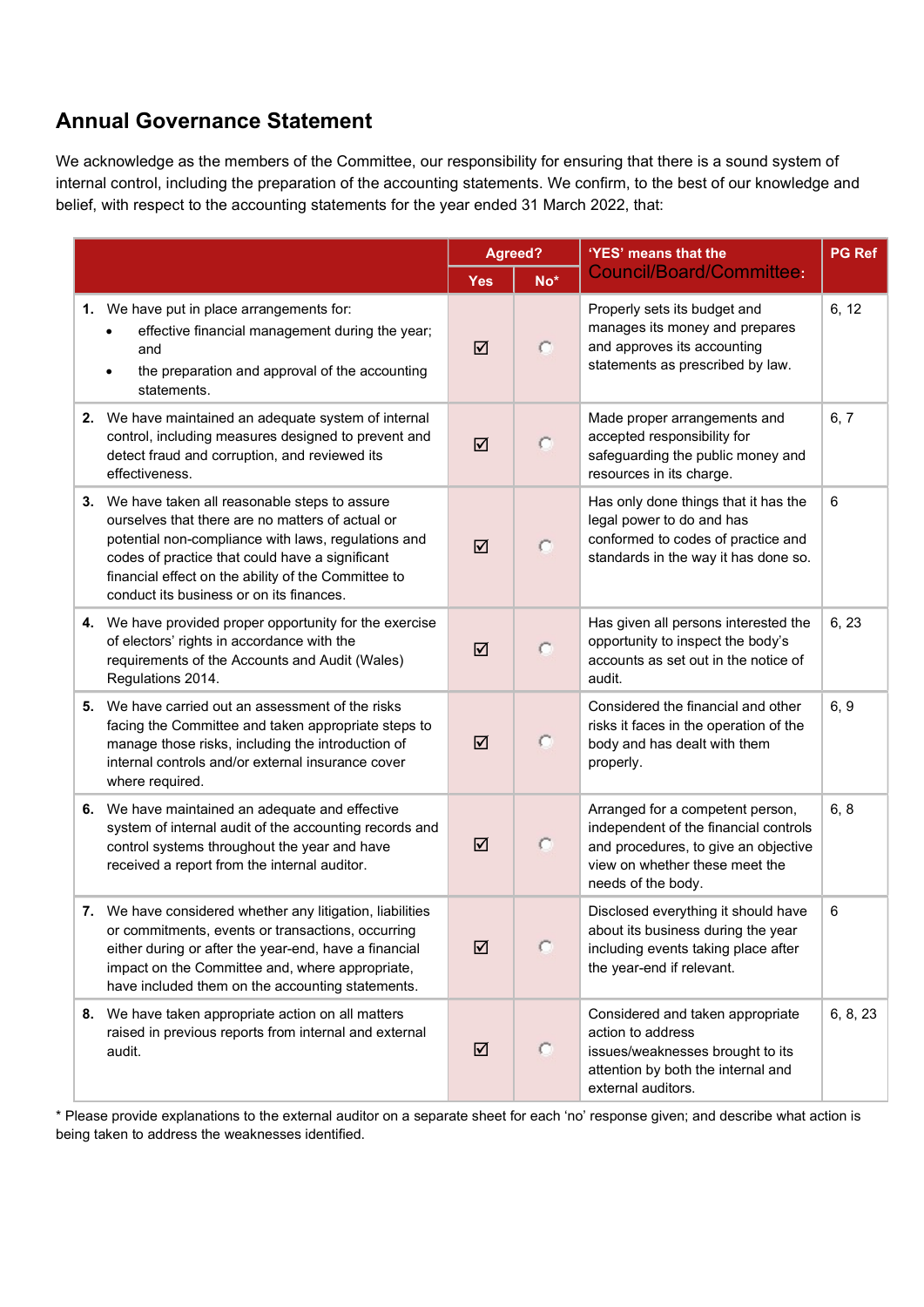## Annual Governance Statement

We acknowledge as the members of the Committee, our responsibility for ensuring that there is a sound system of internal control, including the preparation of the accounting statements. We confirm, to the best of our knowledge and belief, with respect to the accounting statements for the year ended 31 March 2022, that:

| | Agreed? | | 'YES' means that the Council/Board/Committee: | PG Ref |
|---|---|---|---|---|
| | Yes | No* | | |
| **1.** We have put in place arrangements for:<br>• effective financial management during the year; and<br>• the preparation and approval of the accounting statements. | ☑ | ◌ | Properly sets its budget and manages its money and prepares and approves its accounting statements as prescribed by law. | 6, 12 |
| **2.** We have maintained an adequate system of internal control, including measures designed to prevent and detect fraud and corruption, and reviewed its effectiveness. | ☑ | ◌ | Made proper arrangements and accepted responsibility for safeguarding the public money and resources in its charge. | 6, 7 |
| **3.** We have taken all reasonable steps to assure ourselves that there are no matters of actual or potential non-compliance with laws, regulations and codes of practice that could have a significant financial effect on the ability of the Committee to conduct its business or on its finances. | ☑ | ◌ | Has only done things that it has the legal power to do and has conformed to codes of practice and standards in the way it has done so. | 6 |
| **4.** We have provided proper opportunity for the exercise of electors' rights in accordance with the requirements of the Accounts and Audit (Wales) Regulations 2014. | ☑ | ◌ | Has given all persons interested the opportunity to inspect the body's accounts as set out in the notice of audit. | 6, 23 |
| **5.** We have carried out an assessment of the risks facing the Committee and taken appropriate steps to manage those risks, including the introduction of internal controls and/or external insurance cover where required. | ☑ | ◌ | Considered the financial and other risks it faces in the operation of the body and has dealt with them properly. | 6, 9 |
| **6.** We have maintained an adequate and effective system of internal audit of the accounting records and control systems throughout the year and have received a report from the internal auditor. | ☑ | ◌ | Arranged for a competent person, independent of the financial controls and procedures, to give an objective view on whether these meet the needs of the body. | 6, 8 |
| **7.** We have considered whether any litigation, liabilities or commitments, events or transactions, occurring either during or after the year-end, have a financial impact on the Committee and, where appropriate, have included them on the accounting statements. | ☑ | ◌ | Disclosed everything it should have about its business during the year including events taking place after the year-end if relevant. | 6 |
| **8.** We have taken appropriate action on all matters raised in previous reports from internal and external audit. | ☑ | ◌ | Considered and taken appropriate action to address issues/weaknesses brought to its attention by both the internal and external auditors. | 6, 8, 23 |

\* Please provide explanations to the external auditor on a separate sheet for each 'no' response given; and describe what action is being taken to address the weaknesses identified.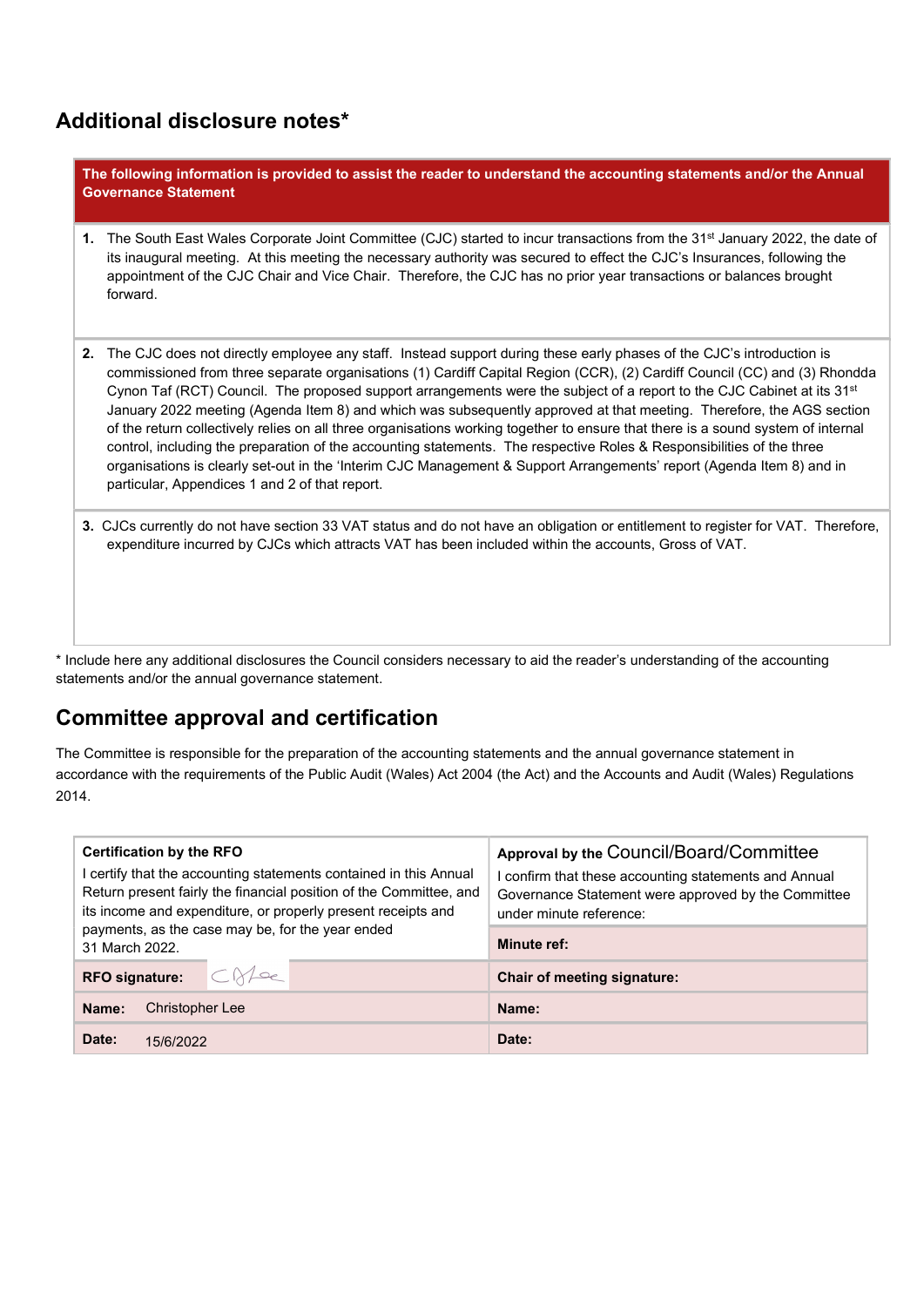## Additional disclosure notes*

| The following information is provided to assist the reader to understand the accounting statements and/or the Annual Governance Statement |
|---|
| 1. The South East Wales Corporate Joint Committee (CJC) started to incur transactions from the 31st January 2022, the date of its inaugural meeting. At this meeting the necessary authority was secured to effect the CJC's Insurances, following the appointment of the CJC Chair and Vice Chair. Therefore, the CJC has no prior year transactions or balances brought forward. |
| 2. The CJC does not directly employee any staff. Instead support during these early phases of the CJC's introduction is commissioned from three separate organisations (1) Cardiff Capital Region (CCR), (2) Cardiff Council (CC) and (3) Rhondda Cynon Taf (RCT) Council. The proposed support arrangements were the subject of a report to the CJC Cabinet at its 31st January 2022 meeting (Agenda Item 8) and which was subsequently approved at that meeting. Therefore, the AGS section of the return collectively relies on all three organisations working together to ensure that there is a sound system of internal control, including the preparation of the accounting statements. The respective Roles & Responsibilities of the three organisations is clearly set-out in the 'Interim CJC Management & Support Arrangements' report (Agenda Item 8) and in particular, Appendices 1 and 2 of that report. |
| 3. CJCs currently do not have section 33 VAT status and do not have an obligation or entitlement to register for VAT. Therefore, expenditure incurred by CJCs which attracts VAT has been included within the accounts, Gross of VAT. |

* Include here any additional disclosures the Council considers necessary to aid the reader's understanding of the accounting statements and/or the annual governance statement.

## Committee approval and certification

The Committee is responsible for the preparation of the accounting statements and the annual governance statement in accordance with the requirements of the Public Audit (Wales) Act 2004 (the Act) and the Accounts and Audit (Wales) Regulations 2014.

| **Certification by the RFO**<br>I certify that the accounting statements contained in this Annual Return present fairly the financial position of the Committee, and its income and expenditure, or properly present receipts and payments, as the case may be, for the year ended 31 March 2022. | **Approval by the Council/Board/Committee**<br>I confirm that these accounting statements and Annual Governance Statement were approved by the Committee under minute reference:<br><br>**Minute ref:** |
|---|---|
| **RFO signature:** [signature] | **Chair of meeting signature:** |
| **Name:** Christopher Lee | **Name:** |
| **Date:** 15/6/2022 | **Date:** |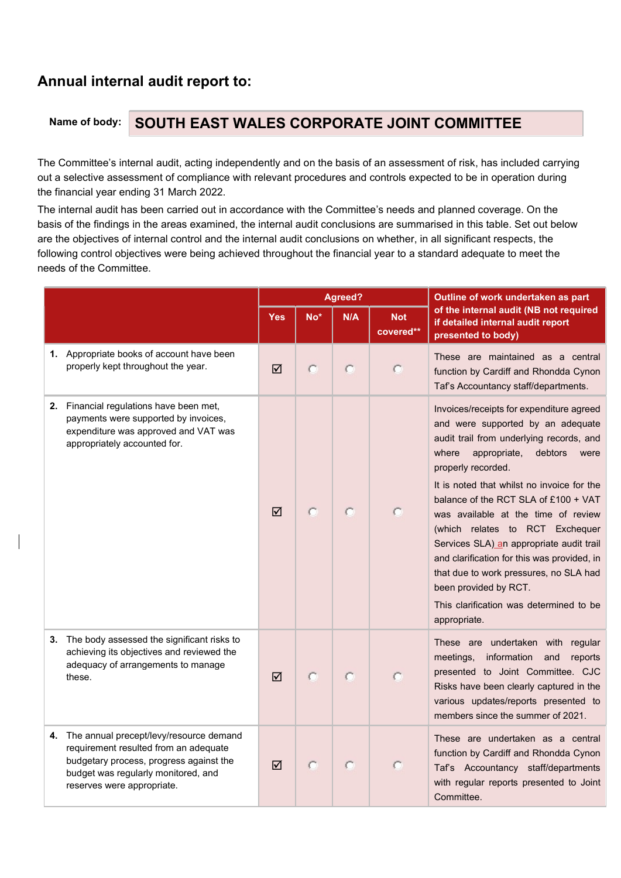# Annual internal audit report to:

**Name of body:** **SOUTH EAST WALES CORPORATE JOINT COMMITTEE**

The Committee's internal audit, acting independently and on the basis of an assessment of risk, has included carrying out a selective assessment of compliance with relevant procedures and controls expected to be in operation during the financial year ending 31 March 2022.

The internal audit has been carried out in accordance with the Committee's needs and planned coverage. On the basis of the findings in the areas examined, the internal audit conclusions are summarised in this table. Set out below are the objectives of internal control and the internal audit conclusions on whether, in all significant respects, the following control objectives were being achieved throughout the financial year to a standard adequate to meet the needs of the Committee.

| | Agreed? | | | | Outline of work undertaken as part of the internal audit (NB not required if detailed internal audit report presented to body) |
|---|---|---|---|---|---|
| | Yes | No* | N/A | Not covered** | |
| **1.** Appropriate books of account have been properly kept throughout the year. | ☑ | ○ | ○ | ○ | These are maintained as a central function by Cardiff and Rhondda Cynon Taf's Accountancy staff/departments. |
| **2.** Financial regulations have been met, payments were supported by invoices, expenditure was approved and VAT was appropriately accounted for. | ☑ | ○ | ○ | ○ | Invoices/receipts for expenditure agreed and were supported by an adequate audit trail from underlying records, and where appropriate, debtors were properly recorded.<br><br>It is noted that whilst no invoice for the balance of the RCT SLA of £100 + VAT was available at the time of review (which relates to RCT Exchequer Services SLA) an appropriate audit trail and clarification for this was provided, in that due to work pressures, no SLA had been provided by RCT.<br><br>This clarification was determined to be appropriate. |
| **3.** The body assessed the significant risks to achieving its objectives and reviewed the adequacy of arrangements to manage these. | ☑ | ○ | ○ | ○ | These are undertaken with regular meetings, information and reports presented to Joint Committee. CJC Risks have been clearly captured in the various updates/reports presented to members since the summer of 2021. |
| **4.** The annual precept/levy/resource demand requirement resulted from an adequate budgetary process, progress against the budget was regularly monitored, and reserves were appropriate. | ☑ | ○ | ○ | ○ | These are undertaken as a central function by Cardiff and Rhondda Cynon Taf's Accountancy staff/departments with regular reports presented to Joint Committee. |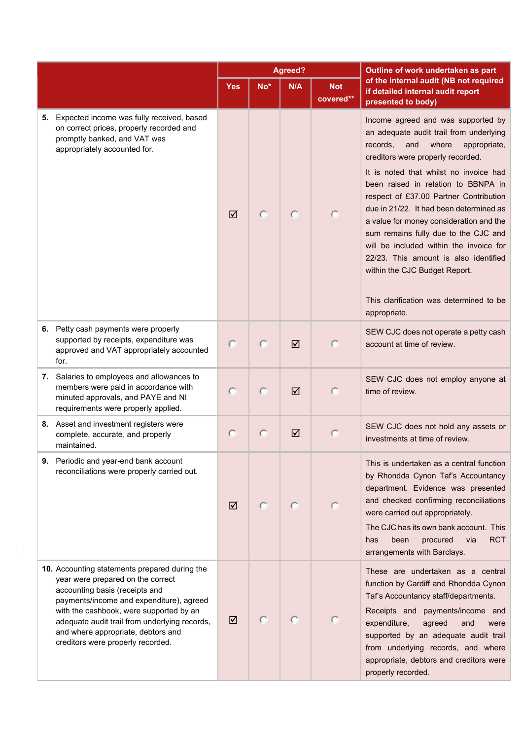| | Agreed? | | | | Outline of work undertaken as part of the internal audit (NB not required if detailed internal audit report presented to body) |
|---|---|---|---|---|---|
| | Yes | No* | N/A | Not covered** | |
| **5.** Expected income was fully received, based on correct prices, properly recorded and promptly banked, and VAT was appropriately accounted for. | ☑ | ○ | ○ | ○ | Income agreed and was supported by an adequate audit trail from underlying records, and where appropriate, creditors were properly recorded. It is noted that whilst no invoice had been raised in relation to BBNPA in respect of £37.00 Partner Contribution due in 21/22. It had been determined as a value for money consideration and the sum remains fully due to the CJC and will be included within the invoice for 22/23. This amount is also identified within the CJC Budget Report. This clarification was determined to be appropriate. |
| **6.** Petty cash payments were properly supported by receipts, expenditure was approved and VAT appropriately accounted for. | ○ | ○ | ☑ | ○ | SEW CJC does not operate a petty cash account at time of review. |
| **7.** Salaries to employees and allowances to members were paid in accordance with minuted approvals, and PAYE and NI requirements were properly applied. | ○ | ○ | ☑ | ○ | SEW CJC does not employ anyone at time of review. |
| **8.** Asset and investment registers were complete, accurate, and properly maintained. | ○ | ○ | ☑ | ○ | SEW CJC does not hold any assets or investments at time of review. |
| **9.** Periodic and year-end bank account reconciliations were properly carried out. | ☑ | ○ | ○ | ○ | This is undertaken as a central function by Rhondda Cynon Taf's Accountancy department. Evidence was presented and checked confirming reconciliations were carried out appropriately. The CJC has its own bank account. This has been procured via RCT arrangements with Barclays. |
| **10.** Accounting statements prepared during the year were prepared on the correct accounting basis (receipts and payments/income and expenditure), agreed with the cashbook, were supported by an adequate audit trail from underlying records, and where appropriate, debtors and creditors were properly recorded. | ☑ | ○ | ○ | ○ | These are undertaken as a central function by Cardiff and Rhondda Cynon Taf's Accountancy staff/departments. Receipts and payments/income and expenditure, agreed and were supported by an adequate audit trail from underlying records, and where appropriate, debtors and creditors were properly recorded. |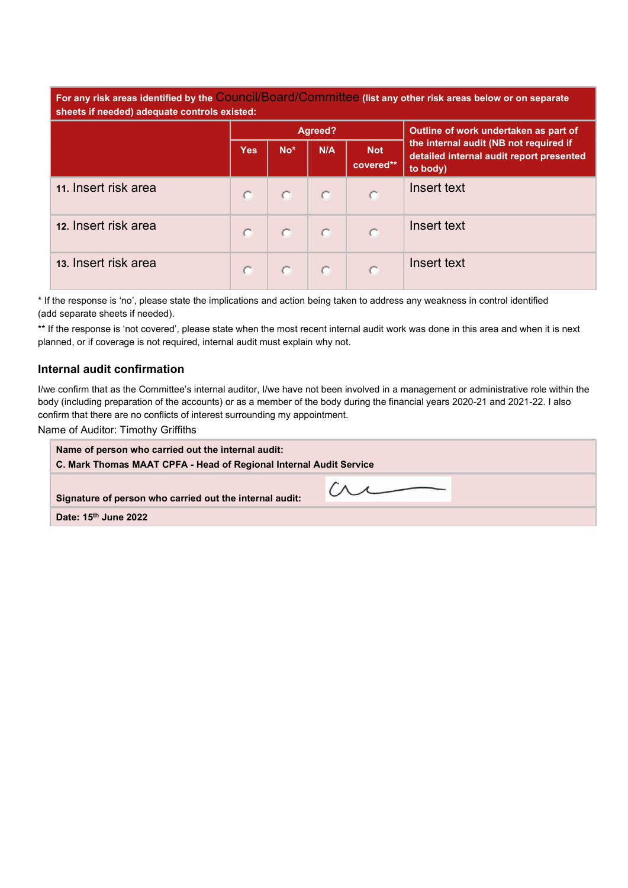| For any risk areas identified by the Council/Board/Committee (list any other risk areas below or on separate sheets if needed) adequate controls existed: | | | | | |
|---|---|---|---|---|---|
| | Agreed? | | | | Outline of work undertaken as part of the internal audit (NB not required if detailed internal audit report presented to body) |
| | Yes | No* | N/A | Not covered** | |
| 11. Insert risk area | ○ | ○ | ○ | ○ | Insert text |
| 12. Insert risk area | ○ | ○ | ○ | ○ | Insert text |
| 13. Insert risk area | ○ | ○ | ○ | ○ | Insert text |

* If the response is 'no', please state the implications and action being taken to address any weakness in control identified (add separate sheets if needed).

** If the response is 'not covered', please state when the most recent internal audit work was done in this area and when it is next planned, or if coverage is not required, internal audit must explain why not.

### Internal audit confirmation

I/we confirm that as the Committee's internal auditor, I/we have not been involved in a management or administrative role within the body (including preparation of the accounts) or as a member of the body during the financial years 2020-21 and 2021-22. I also confirm that there are no conflicts of interest surrounding my appointment.

Name of Auditor: Timothy Griffiths

| **Name of person who carried out the internal audit:** **C. Mark Thomas MAAT CPFA - Head of Regional Internal Audit Service** |
|---|
| **Signature of person who carried out the internal audit:** |
| **Date: 15th June 2022** |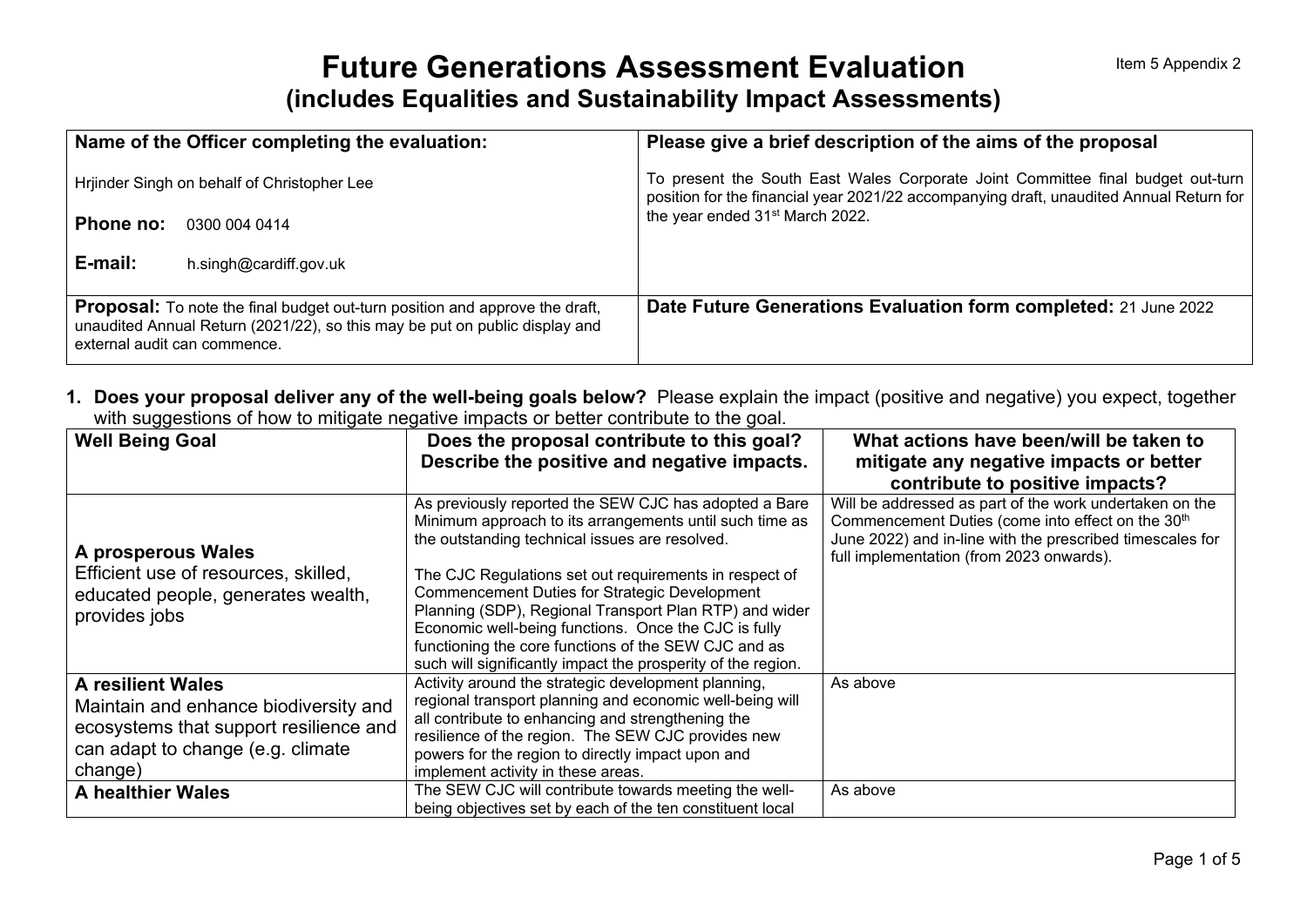Item 5 Appendix 2

# Future Generations Assessment Evaluation
## (includes Equalities and Sustainability Impact Assessments)

| **Name of the Officer completing the evaluation:** | **Please give a brief description of the aims of the proposal** |
|---|---|
| Hrjinder Singh on behalf of Christopher Lee<br><br>**Phone no:** 0300 004 0414<br><br>**E-mail:** h.singh@cardiff.gov.uk | To present the South East Wales Corporate Joint Committee final budget out-turn position for the financial year 2021/22 accompanying draft, unaudited Annual Return for the year ended 31st March 2022. |
| **Proposal:** To note the final budget out-turn position and approve the draft, unaudited Annual Return (2021/22), so this may be put on public display and external audit can commence. | **Date Future Generations Evaluation form completed:** 21 June 2022 |

**1. Does your proposal deliver any of the well-being goals below?** Please explain the impact (positive and negative) you expect, together with suggestions of how to mitigate negative impacts or better contribute to the goal.

| Well Being Goal | Does the proposal contribute to this goal? Describe the positive and negative impacts. | What actions have been/will be taken to mitigate any negative impacts or better contribute to positive impacts? |
|---|---|---|
| **A prosperous Wales**<br>Efficient use of resources, skilled, educated people, generates wealth, provides jobs | As previously reported the SEW CJC has adopted a Bare Minimum approach to its arrangements until such time as the outstanding technical issues are resolved.<br><br>The CJC Regulations set out requirements in respect of Commencement Duties for Strategic Development Planning (SDP), Regional Transport Plan RTP) and wider Economic well-being functions. Once the CJC is fully functioning the core functions of the SEW CJC and as such will significantly impact the prosperity of the region. | Will be addressed as part of the work undertaken on the Commencement Duties (come into effect on the 30th June 2022) and in-line with the prescribed timescales for full implementation (from 2023 onwards). |
| **A resilient Wales**<br>Maintain and enhance biodiversity and ecosystems that support resilience and can adapt to change (e.g. climate change) | Activity around the strategic development planning, regional transport planning and economic well-being will all contribute to enhancing and strengthening the resilience of the region. The SEW CJC provides new powers for the region to directly impact upon and implement activity in these areas. | As above |
| **A healthier Wales** | The SEW CJC will contribute towards meeting the well-being objectives set by each of the ten constituent local | As above |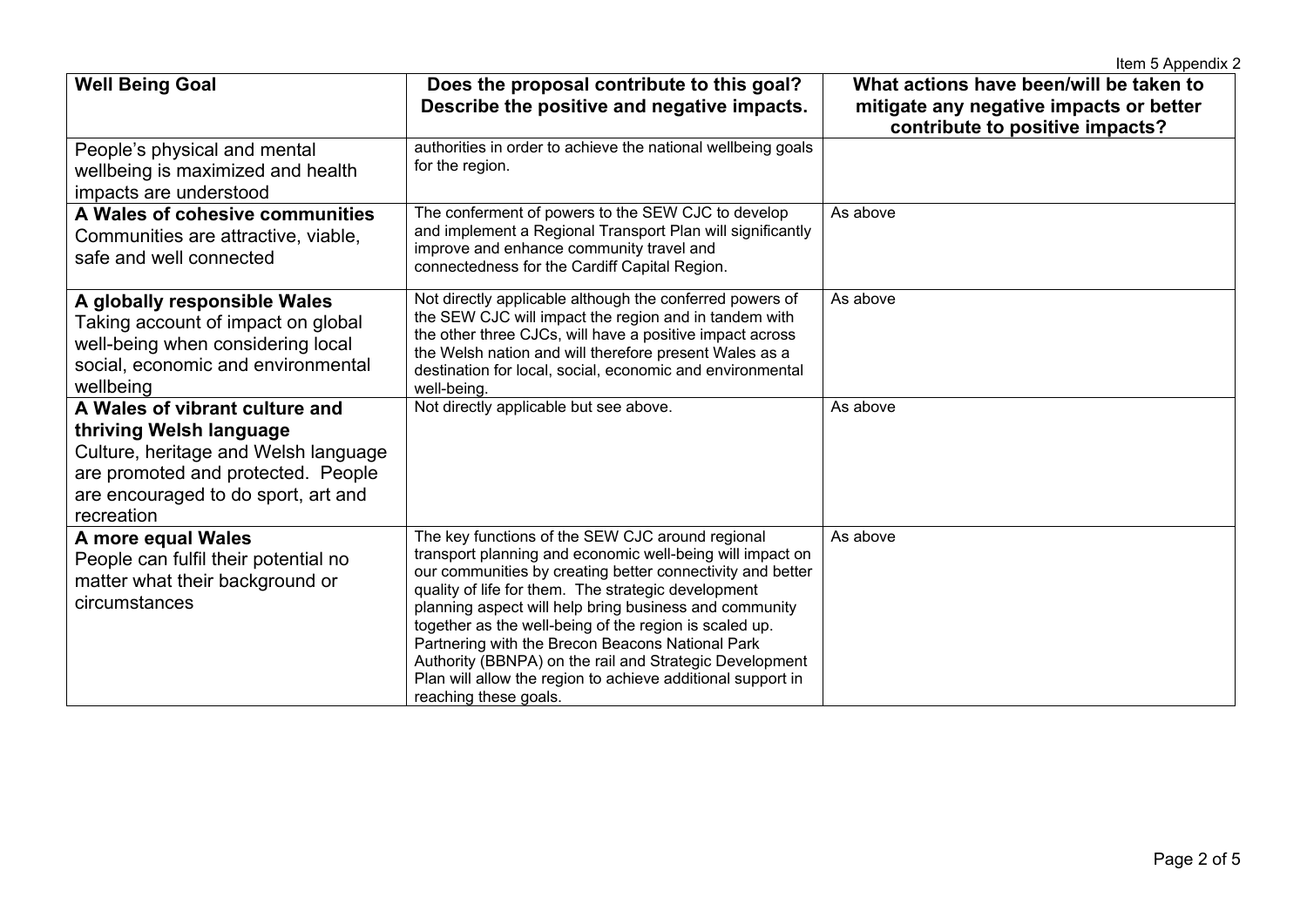| Well Being Goal | Does the proposal contribute to this goal? Describe the positive and negative impacts. | What actions have been/will be taken to mitigate any negative impacts or better contribute to positive impacts? |
|---|---|---|
| People's physical and mental wellbeing is maximized and health impacts are understood | authorities in order to achieve the national wellbeing goals for the region. | |
| **A Wales of cohesive communities** Communities are attractive, viable, safe and well connected | The conferment of powers to the SEW CJC to develop and implement a Regional Transport Plan will significantly improve and enhance community travel and connectedness for the Cardiff Capital Region. | As above |
| **A globally responsible Wales** Taking account of impact on global well-being when considering local social, economic and environmental wellbeing | Not directly applicable although the conferred powers of the SEW CJC will impact the region and in tandem with the other three CJCs, will have a positive impact across the Welsh nation and will therefore present Wales as a destination for local, social, economic and environmental well-being. | As above |
| **A Wales of vibrant culture and thriving Welsh language** Culture, heritage and Welsh language are promoted and protected. People are encouraged to do sport, art and recreation | Not directly applicable but see above. | As above |
| **A more equal Wales** People can fulfil their potential no matter what their background or circumstances | The key functions of the SEW CJC around regional transport planning and economic well-being will impact on our communities by creating better connectivity and better quality of life for them. The strategic development planning aspect will help bring business and community together as the well-being of the region is scaled up. Partnering with the Brecon Beacons National Park Authority (BBNPA) on the rail and Strategic Development Plan will allow the region to achieve additional support in reaching these goals. | As above |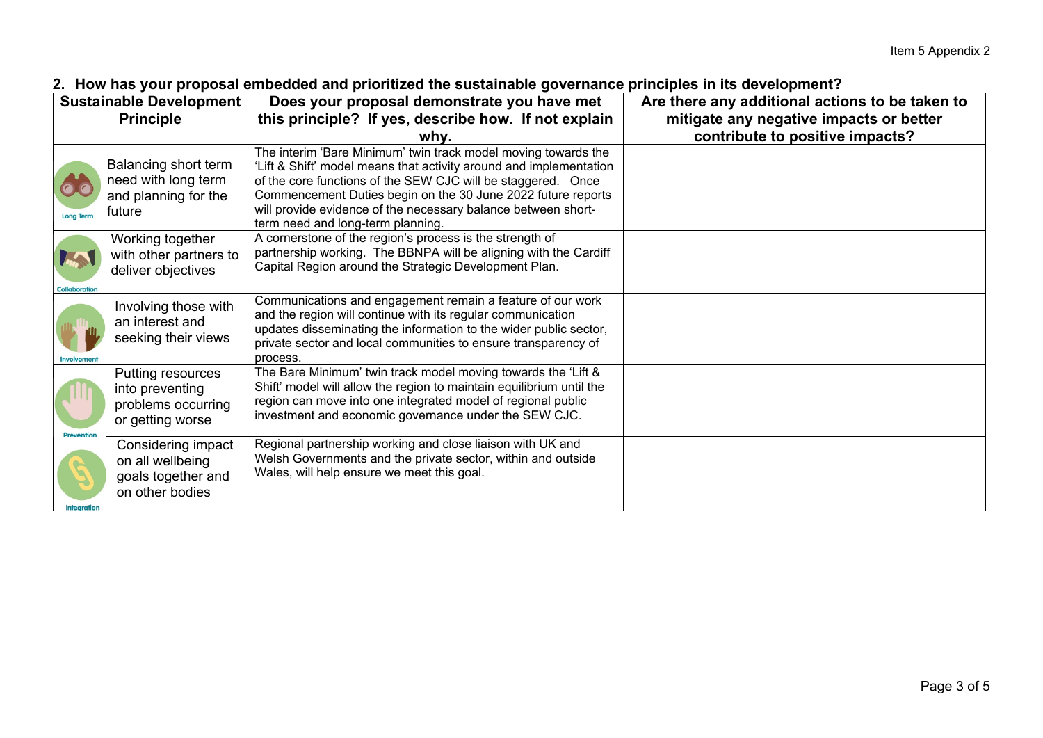## 2. How has your proposal embedded and prioritized the sustainable governance principles in its development?

| Sustainable Development Principle | | Does your proposal demonstrate you have met this principle? If yes, describe how. If not explain why. | Are there any additional actions to be taken to mitigate any negative impacts or better contribute to positive impacts? |
|---|---|---|---|
| Long Term | Balancing short term need with long term and planning for the future | The interim 'Bare Minimum' twin track model moving towards the 'Lift & Shift' model means that activity around and implementation of the core functions of the SEW CJC will be staggered. Once Commencement Duties begin on the 30 June 2022 future reports will provide evidence of the necessary balance between short-term need and long-term planning. | |
| Collaboration | Working together with other partners to deliver objectives | A cornerstone of the region's process is the strength of partnership working. The BBNPA will be aligning with the Cardiff Capital Region around the Strategic Development Plan. | |
| Involvement | Involving those with an interest and seeking their views | Communications and engagement remain a feature of our work and the region will continue with its regular communication updates disseminating the information to the wider public sector, private sector and local communities to ensure transparency of process. | |
| Prevention | Putting resources into preventing problems occurring or getting worse | The Bare Minimum' twin track model moving towards the 'Lift & Shift' model will allow the region to maintain equilibrium until the region can move into one integrated model of regional public investment and economic governance under the SEW CJC. | |
| Integration | Considering impact on all wellbeing goals together and on other bodies | Regional partnership working and close liaison with UK and Welsh Governments and the private sector, within and outside Wales, will help ensure we meet this goal. | |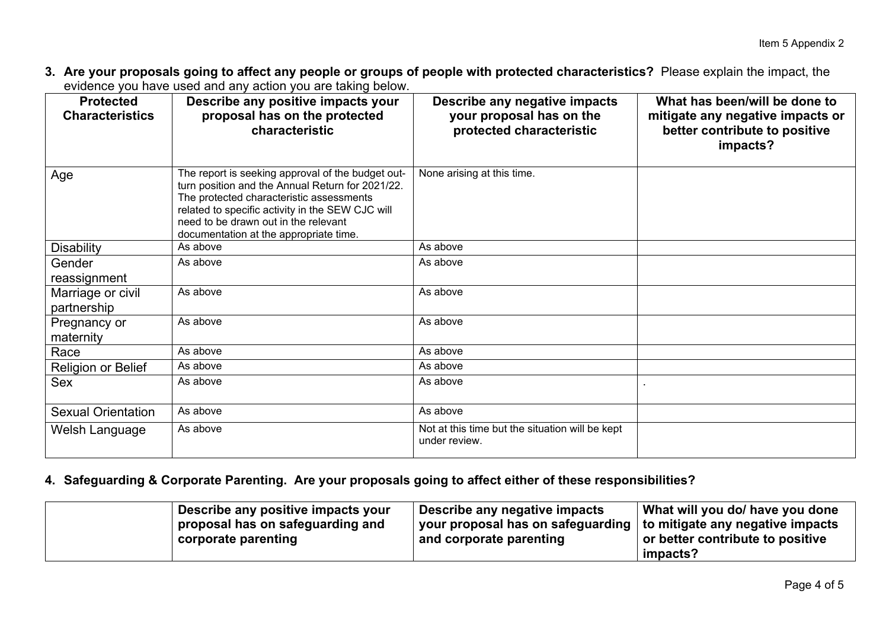**3. Are your proposals going to affect any people or groups of people with protected characteristics?** Please explain the impact, the evidence you have used and any action you are taking below.

| Protected Characteristics | Describe any positive impacts your proposal has on the protected characteristic | Describe any negative impacts your proposal has on the protected characteristic | What has been/will be done to mitigate any negative impacts or better contribute to positive impacts? |
|---|---|---|---|
| Age | The report is seeking approval of the budget out-turn position and the Annual Return for 2021/22. The protected characteristic assessments related to specific activity in the SEW CJC will need to be drawn out in the relevant documentation at the appropriate time. | None arising at this time. | |
| Disability | As above | As above | |
| Gender reassignment | As above | As above | |
| Marriage or civil partnership | As above | As above | |
| Pregnancy or maternity | As above | As above | |
| Race | As above | As above | |
| Religion or Belief | As above | As above | |
| Sex | As above | As above | . |
| Sexual Orientation | As above | As above | |
| Welsh Language | As above | Not at this time but the situation will be kept under review. | |

**4. Safeguarding & Corporate Parenting. Are your proposals going to affect either of these responsibilities?**

| | Describe any positive impacts your proposal has on safeguarding and corporate parenting | Describe any negative impacts your proposal has on safeguarding and corporate parenting | What will you do/ have you done to mitigate any negative impacts or better contribute to positive impacts? |
|---|---|---|---|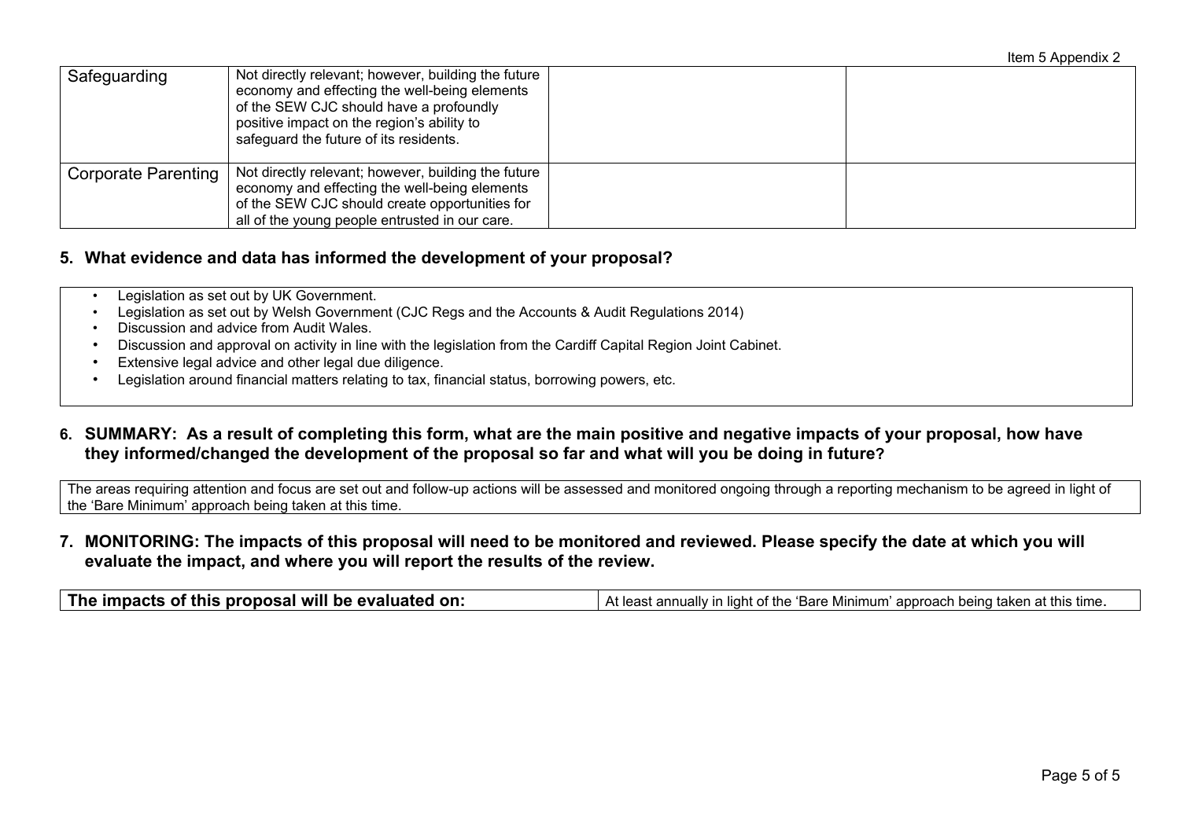| | | | |
|---|---|---|---|
| Safeguarding | Not directly relevant; however, building the future economy and effecting the well-being elements of the SEW CJC should have a profoundly positive impact on the region's ability to safeguard the future of its residents. | | |
| Corporate Parenting | Not directly relevant; however, building the future economy and effecting the well-being elements of the SEW CJC should create opportunities for all of the young people entrusted in our care. | | |

## 5. What evidence and data has informed the development of your proposal?

- Legislation as set out by UK Government.
- Legislation as set out by Welsh Government (CJC Regs and the Accounts & Audit Regulations 2014)
- Discussion and advice from Audit Wales.
- Discussion and approval on activity in line with the legislation from the Cardiff Capital Region Joint Cabinet.
- Extensive legal advice and other legal due diligence.
- Legislation around financial matters relating to tax, financial status, borrowing powers, etc.

## 6. SUMMARY: As a result of completing this form, what are the main positive and negative impacts of your proposal, how have they informed/changed the development of the proposal so far and what will you be doing in future?

The areas requiring attention and focus are set out and follow-up actions will be assessed and monitored ongoing through a reporting mechanism to be agreed in light of the 'Bare Minimum' approach being taken at this time.

## 7. MONITORING: The impacts of this proposal will need to be monitored and reviewed. Please specify the date at which you will evaluate the impact, and where you will report the results of the review.

| | |
|---|---|
| **The impacts of this proposal will be evaluated on:** | At least annually in light of the 'Bare Minimum' approach being taken at this time. |